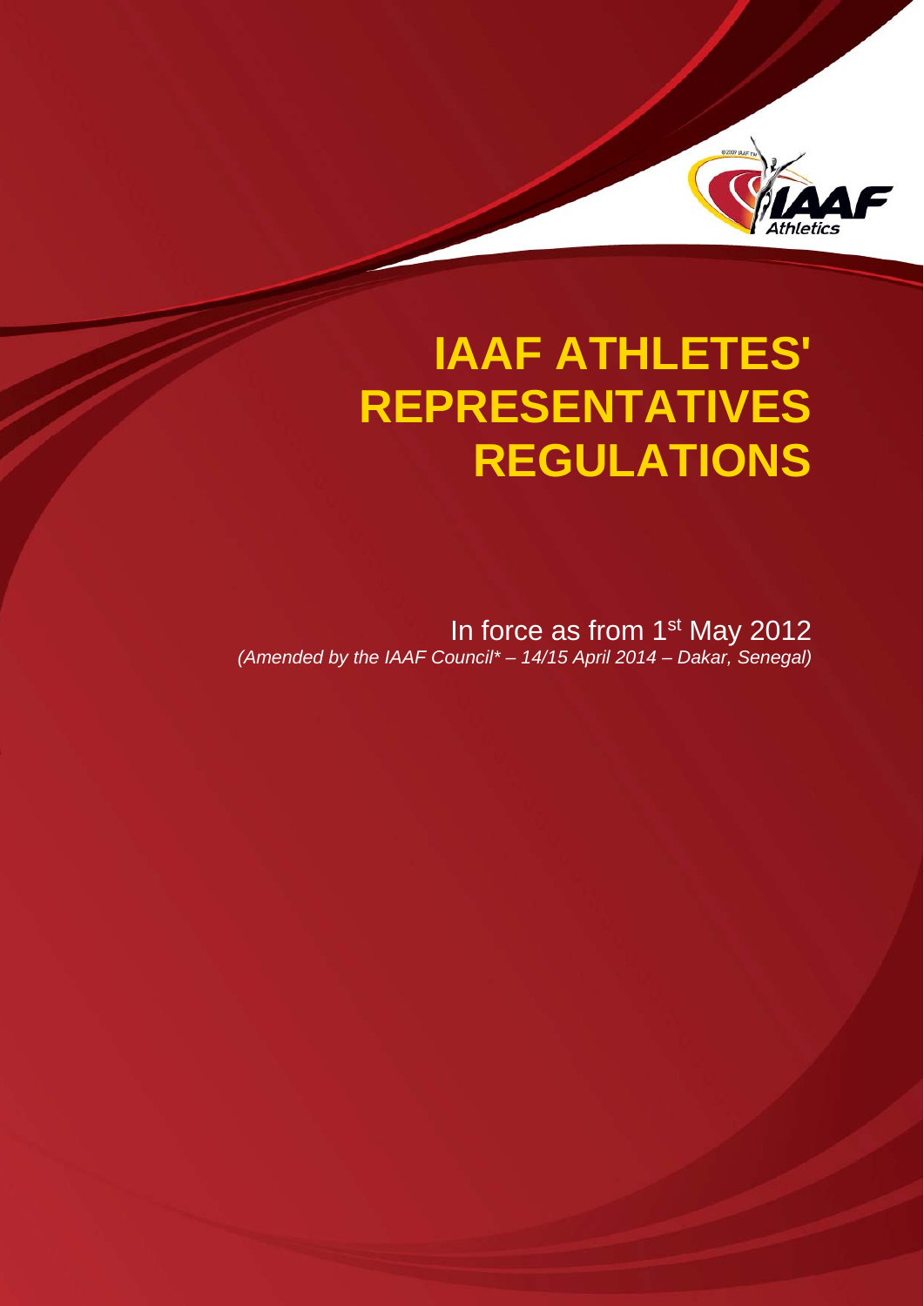# IAAF ATHLETES' REPRESENTATIVES REGULATIONS

In force as from 1st May 2012

*(Amended by the IAAF Council* – 14/15 April 2014 – Dakar, Senegal)*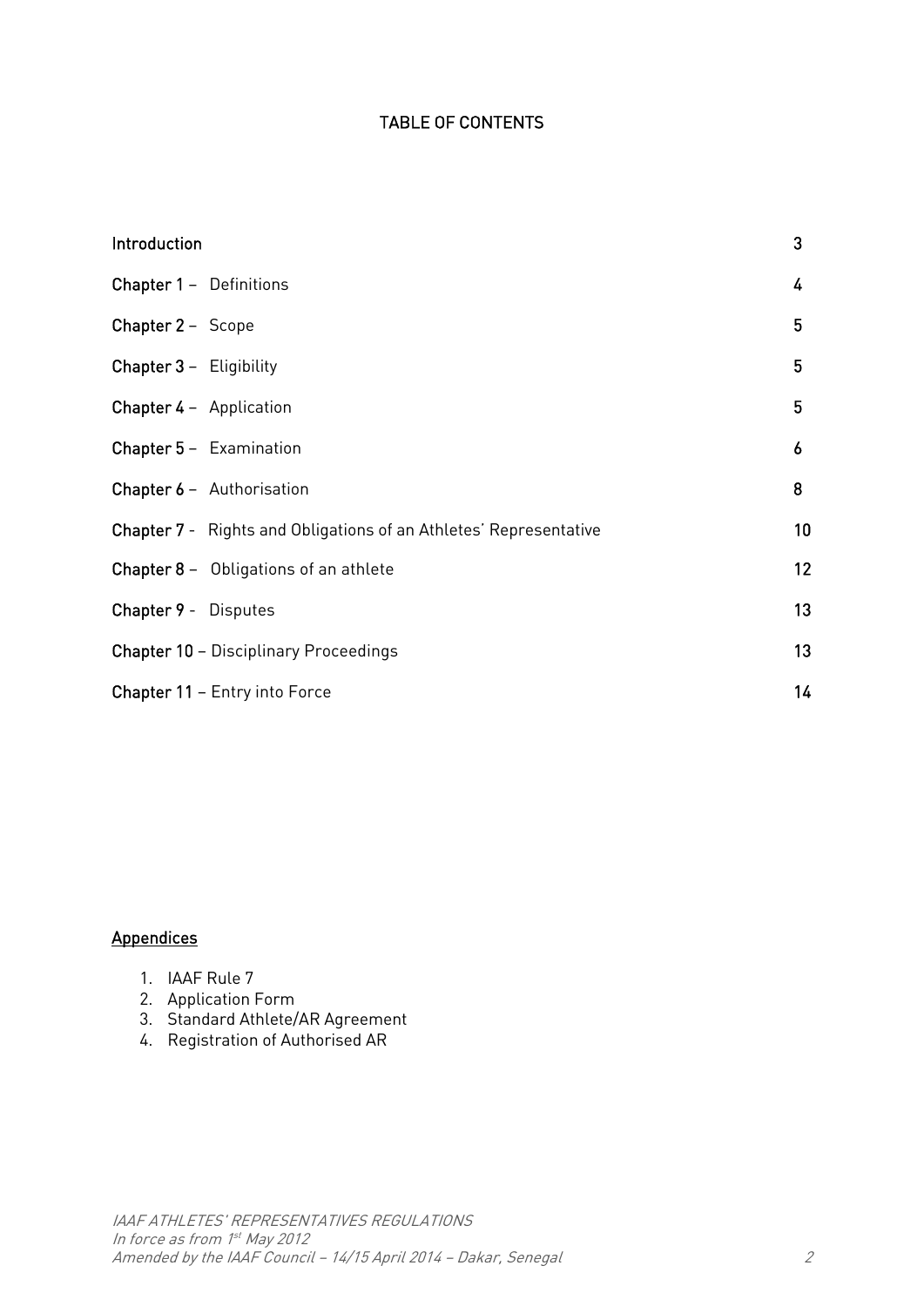# TABLE OF CONTENTS

| | |
|---|---|
| **Introduction** | 3 |
| **Chapter 1** – Definitions | 4 |
| **Chapter 2** – Scope | 5 |
| **Chapter 3** – Eligibility | 5 |
| **Chapter 4** – Application | 5 |
| **Chapter 5** – Examination | 6 |
| **Chapter 6** – Authorisation | 8 |
| **Chapter 7** - Rights and Obligations of an Athletes' Representative | 10 |
| **Chapter 8** – Obligations of an athlete | 12 |
| **Chapter 9** - Disputes | 13 |
| **Chapter 10** – Disciplinary Proceedings | 13 |
| **Chapter 11** – Entry into Force | 14 |

**Appendices**

1. IAAF Rule 7
2. Application Form
3. Standard Athlete/AR Agreement
4. Registration of Authorised AR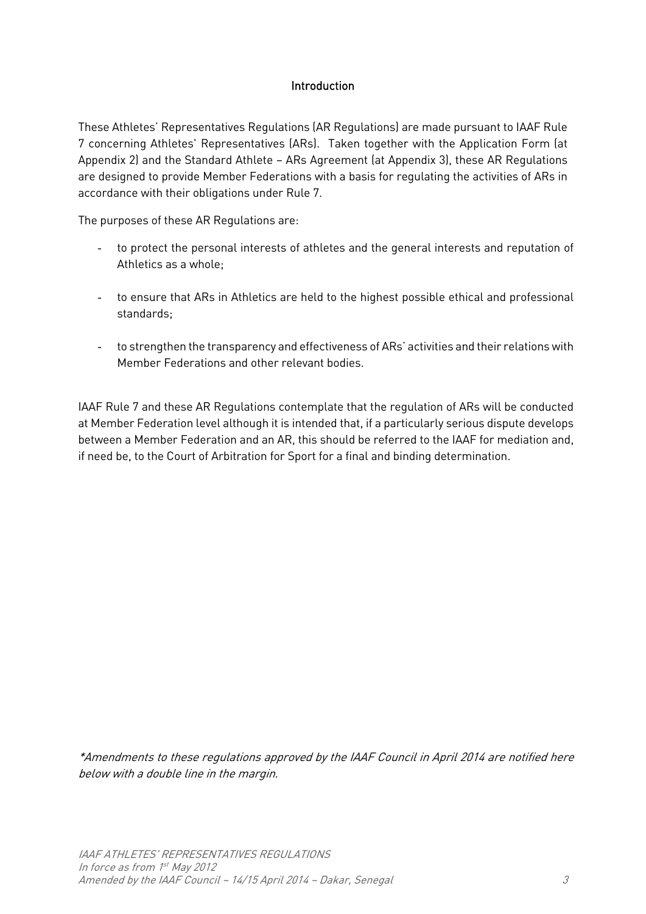## Introduction

These Athletes' Representatives Regulations (AR Regulations) are made pursuant to IAAF Rule 7 concerning Athletes' Representatives (ARs). Taken together with the Application Form (at Appendix 2) and the Standard Athlete – ARs Agreement (at Appendix 3), these AR Regulations are designed to provide Member Federations with a basis for regulating the activities of ARs in accordance with their obligations under Rule 7.

The purposes of these AR Regulations are:

- to protect the personal interests of athletes and the general interests and reputation of Athletics as a whole;
- to ensure that ARs in Athletics are held to the highest possible ethical and professional standards;
- to strengthen the transparency and effectiveness of ARs' activities and their relations with Member Federations and other relevant bodies.

IAAF Rule 7 and these AR Regulations contemplate that the regulation of ARs will be conducted at Member Federation level although it is intended that, if a particularly serious dispute develops between a Member Federation and an AR, this should be referred to the IAAF for mediation and, if need be, to the Court of Arbitration for Sport for a final and binding determination.

*\*Amendments to these regulations approved by the IAAF Council in April 2014 are notified here below with a double line in the margin.*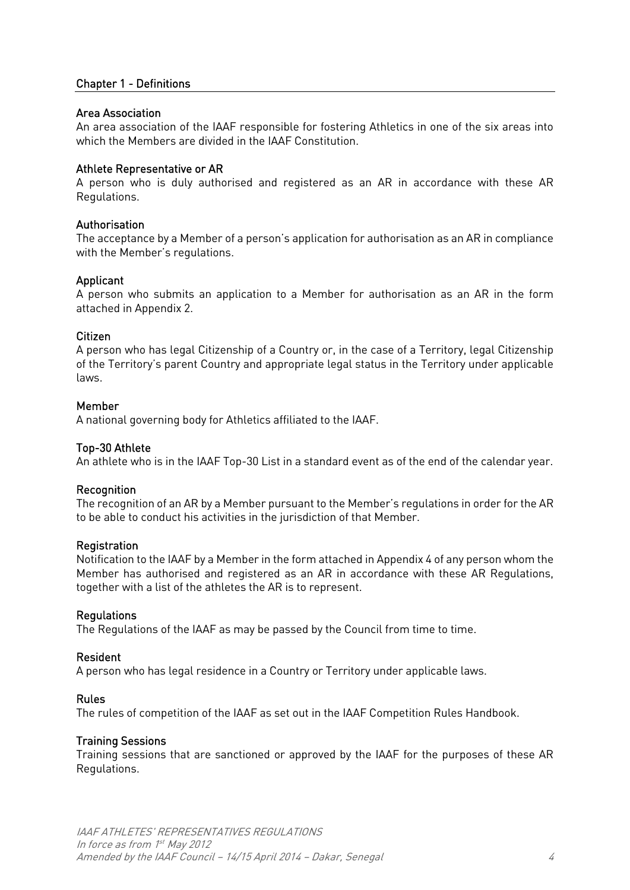## Chapter 1 - Definitions

### Area Association

An area association of the IAAF responsible for fostering Athletics in one of the six areas into which the Members are divided in the IAAF Constitution.

### Athlete Representative or AR

A person who is duly authorised and registered as an AR in accordance with these AR Regulations.

### Authorisation

The acceptance by a Member of a person's application for authorisation as an AR in compliance with the Member's regulations.

### Applicant

A person who submits an application to a Member for authorisation as an AR in the form attached in Appendix 2.

### Citizen

A person who has legal Citizenship of a Country or, in the case of a Territory, legal Citizenship of the Territory's parent Country and appropriate legal status in the Territory under applicable laws.

### Member

A national governing body for Athletics affiliated to the IAAF.

### Top-30 Athlete

An athlete who is in the IAAF Top-30 List in a standard event as of the end of the calendar year.

### Recognition

The recognition of an AR by a Member pursuant to the Member's regulations in order for the AR to be able to conduct his activities in the jurisdiction of that Member.

### Registration

Notification to the IAAF by a Member in the form attached in Appendix 4 of any person whom the Member has authorised and registered as an AR in accordance with these AR Regulations, together with a list of the athletes the AR is to represent.

### Regulations

The Regulations of the IAAF as may be passed by the Council from time to time.

### Resident

A person who has legal residence in a Country or Territory under applicable laws.

### Rules

The rules of competition of the IAAF as set out in the IAAF Competition Rules Handbook.

### Training Sessions

Training sessions that are sanctioned or approved by the IAAF for the purposes of these AR Regulations.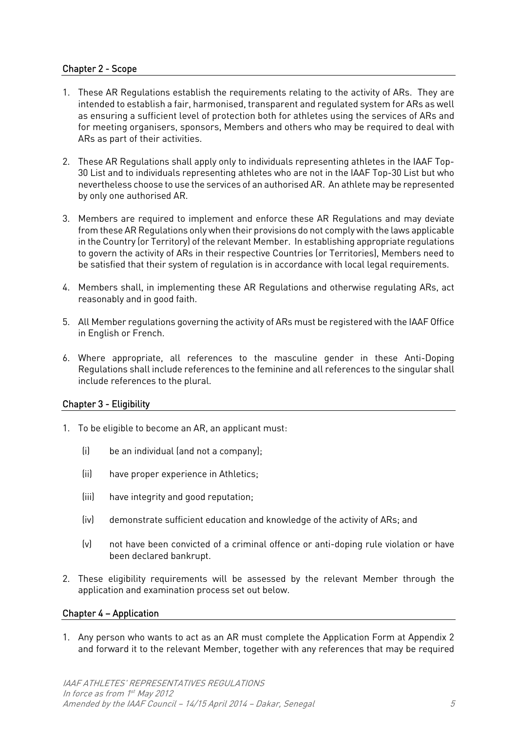## Chapter 2 - Scope

1. These AR Regulations establish the requirements relating to the activity of ARs. They are intended to establish a fair, harmonised, transparent and regulated system for ARs as well as ensuring a sufficient level of protection both for athletes using the services of ARs and for meeting organisers, sponsors, Members and others who may be required to deal with ARs as part of their activities.

2. These AR Regulations shall apply only to individuals representing athletes in the IAAF Top-30 List and to individuals representing athletes who are not in the IAAF Top-30 List but who nevertheless choose to use the services of an authorised AR. An athlete may be represented by only one authorised AR.

3. Members are required to implement and enforce these AR Regulations and may deviate from these AR Regulations only when their provisions do not comply with the laws applicable in the Country (or Territory) of the relevant Member. In establishing appropriate regulations to govern the activity of ARs in their respective Countries (or Territories), Members need to be satisfied that their system of regulation is in accordance with local legal requirements.

4. Members shall, in implementing these AR Regulations and otherwise regulating ARs, act reasonably and in good faith.

5. All Member regulations governing the activity of ARs must be registered with the IAAF Office in English or French.

6. Where appropriate, all references to the masculine gender in these Anti-Doping Regulations shall include references to the feminine and all references to the singular shall include references to the plural.

## Chapter 3 - Eligibility

1. To be eligible to become an AR, an applicant must:

   (i) be an individual (and not a company);

   (ii) have proper experience in Athletics;

   (iii) have integrity and good reputation;

   (iv) demonstrate sufficient education and knowledge of the activity of ARs; and

   (v) not have been convicted of a criminal offence or anti-doping rule violation or have been declared bankrupt.

2. These eligibility requirements will be assessed by the relevant Member through the application and examination process set out below.

## Chapter 4 – Application

1. Any person who wants to act as an AR must complete the Application Form at Appendix 2 and forward it to the relevant Member, together with any references that may be required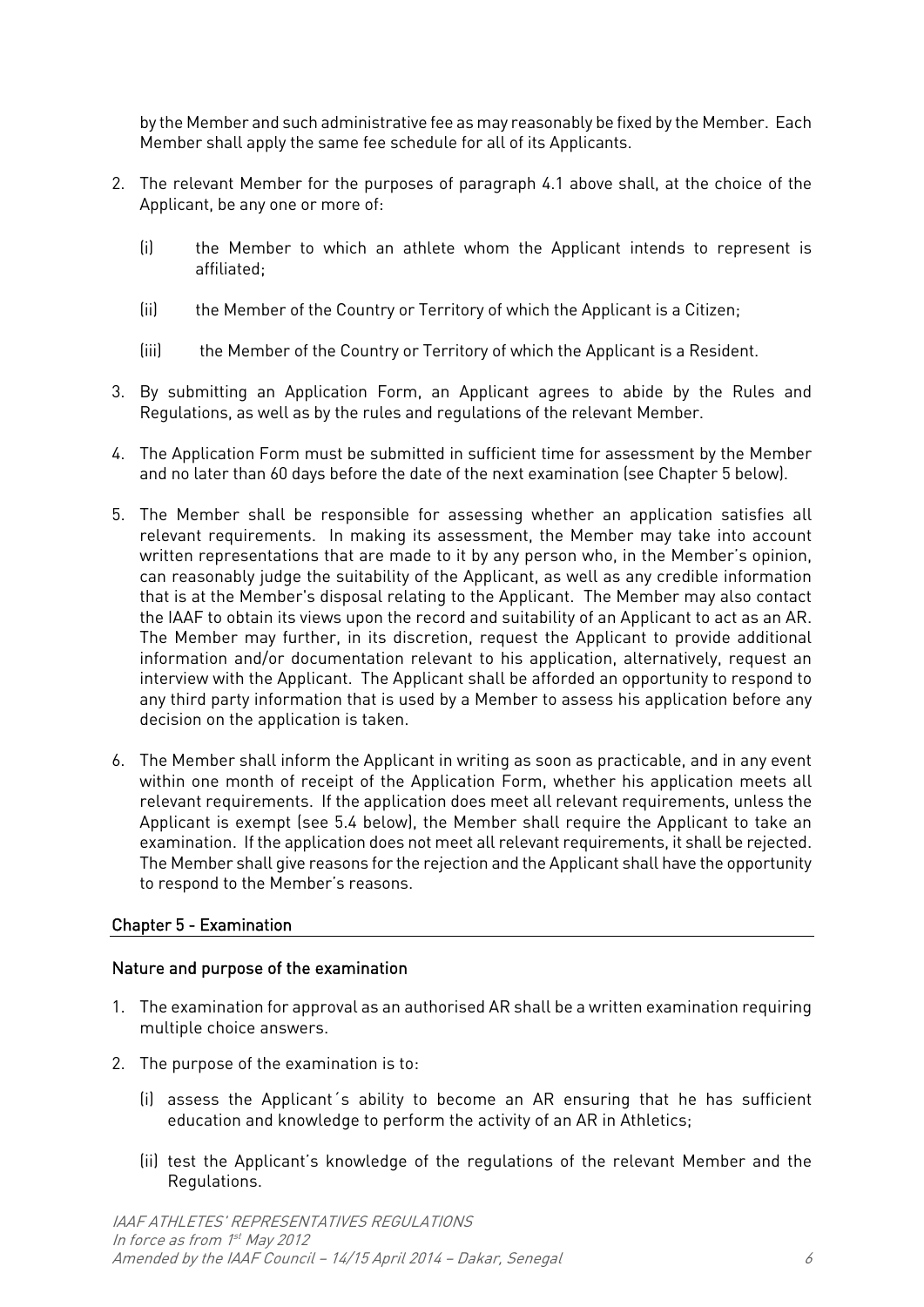by the Member and such administrative fee as may reasonably be fixed by the Member. Each Member shall apply the same fee schedule for all of its Applicants.

2. The relevant Member for the purposes of paragraph 4.1 above shall, at the choice of the Applicant, be any one or more of:

   (i) the Member to which an athlete whom the Applicant intends to represent is affiliated;

   (ii) the Member of the Country or Territory of which the Applicant is a Citizen;

   (iii) the Member of the Country or Territory of which the Applicant is a Resident.

3. By submitting an Application Form, an Applicant agrees to abide by the Rules and Regulations, as well as by the rules and regulations of the relevant Member.

4. The Application Form must be submitted in sufficient time for assessment by the Member and no later than 60 days before the date of the next examination (see Chapter 5 below).

5. The Member shall be responsible for assessing whether an application satisfies all relevant requirements. In making its assessment, the Member may take into account written representations that are made to it by any person who, in the Member's opinion, can reasonably judge the suitability of the Applicant, as well as any credible information that is at the Member's disposal relating to the Applicant. The Member may also contact the IAAF to obtain its views upon the record and suitability of an Applicant to act as an AR. The Member may further, in its discretion, request the Applicant to provide additional information and/or documentation relevant to his application, alternatively, request an interview with the Applicant. The Applicant shall be afforded an opportunity to respond to any third party information that is used by a Member to assess his application before any decision on the application is taken.

6. The Member shall inform the Applicant in writing as soon as practicable, and in any event within one month of receipt of the Application Form, whether his application meets all relevant requirements. If the application does meet all relevant requirements, unless the Applicant is exempt (see 5.4 below), the Member shall require the Applicant to take an examination. If the application does not meet all relevant requirements, it shall be rejected. The Member shall give reasons for the rejection and the Applicant shall have the opportunity to respond to the Member's reasons.

## Chapter 5 - Examination

### Nature and purpose of the examination

1. The examination for approval as an authorised AR shall be a written examination requiring multiple choice answers.

2. The purpose of the examination is to:

   (i) assess the Applicant´s ability to become an AR ensuring that he has sufficient education and knowledge to perform the activity of an AR in Athletics;

   (ii) test the Applicant's knowledge of the regulations of the relevant Member and the Regulations.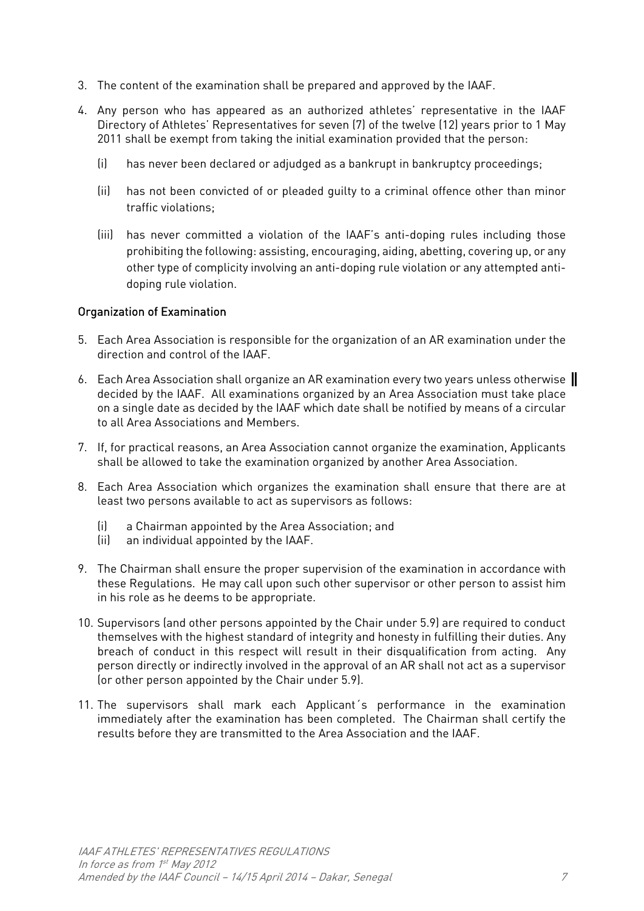3. The content of the examination shall be prepared and approved by the IAAF.

4. Any person who has appeared as an authorized athletes' representative in the IAAF Directory of Athletes' Representatives for seven (7) of the twelve (12) years prior to 1 May 2011 shall be exempt from taking the initial examination provided that the person:

   (i) has never been declared or adjudged as a bankrupt in bankruptcy proceedings;

   (ii) has not been convicted of or pleaded guilty to a criminal offence other than minor traffic violations;

   (iii) has never committed a violation of the IAAF's anti-doping rules including those prohibiting the following: assisting, encouraging, aiding, abetting, covering up, or any other type of complicity involving an anti-doping rule violation or any attempted anti-doping rule violation.

### Organization of Examination

5. Each Area Association is responsible for the organization of an AR examination under the direction and control of the IAAF.

6. Each Area Association shall organize an AR examination every two years unless otherwise decided by the IAAF. All examinations organized by an Area Association must take place on a single date as decided by the IAAF which date shall be notified by means of a circular to all Area Associations and Members.

7. If, for practical reasons, an Area Association cannot organize the examination, Applicants shall be allowed to take the examination organized by another Area Association.

8. Each Area Association which organizes the examination shall ensure that there are at least two persons available to act as supervisors as follows:

   (i) a Chairman appointed by the Area Association; and
   (ii) an individual appointed by the IAAF.

9. The Chairman shall ensure the proper supervision of the examination in accordance with these Regulations. He may call upon such other supervisor or other person to assist him in his role as he deems to be appropriate.

10. Supervisors (and other persons appointed by the Chair under 5.9) are required to conduct themselves with the highest standard of integrity and honesty in fulfilling their duties. Any breach of conduct in this respect will result in their disqualification from acting. Any person directly or indirectly involved in the approval of an AR shall not act as a supervisor (or other person appointed by the Chair under 5.9).

11. The supervisors shall mark each Applicant´s performance in the examination immediately after the examination has been completed. The Chairman shall certify the results before they are transmitted to the Area Association and the IAAF.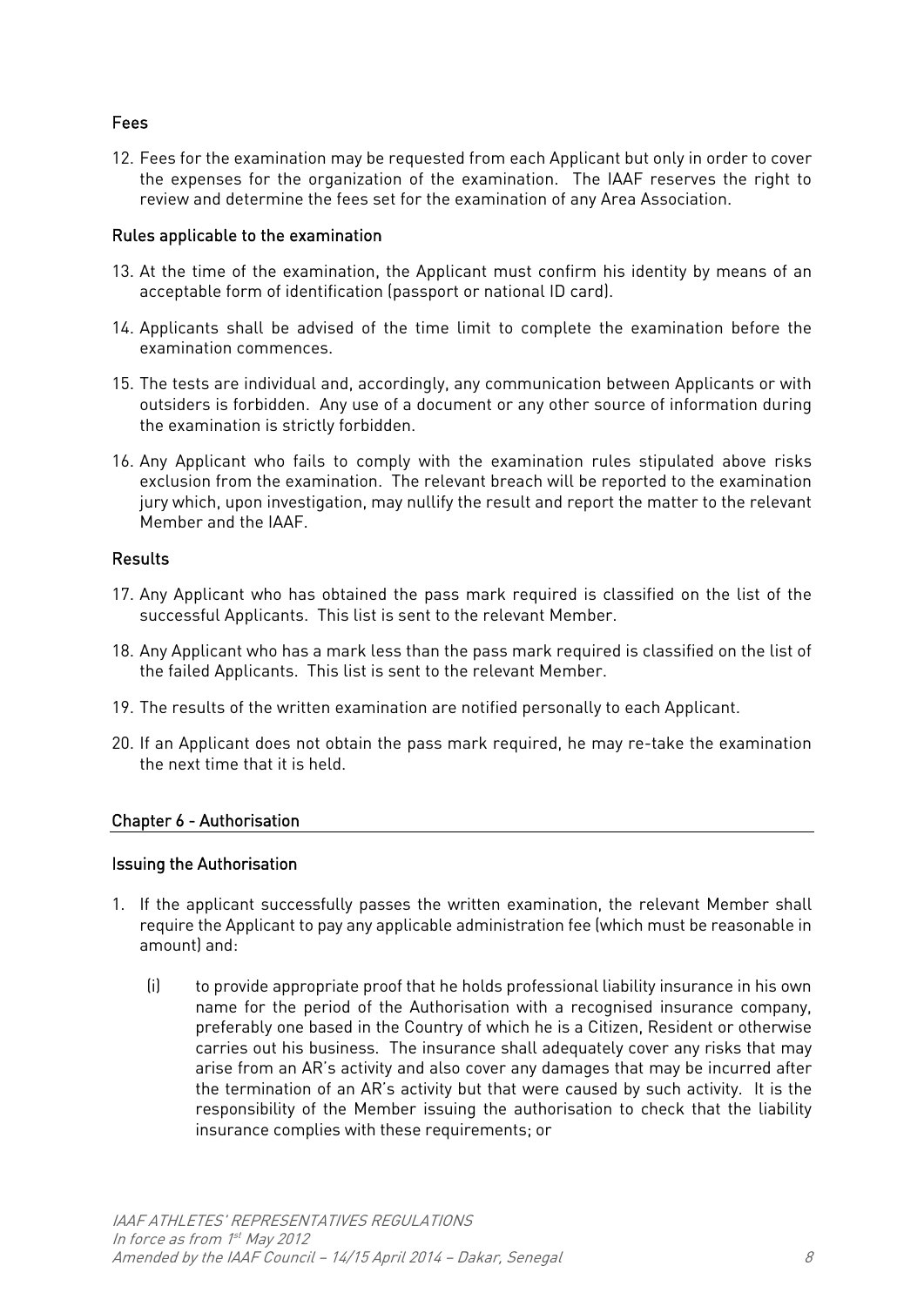### Fees

12. Fees for the examination may be requested from each Applicant but only in order to cover the expenses for the organization of the examination. The IAAF reserves the right to review and determine the fees set for the examination of any Area Association.

### Rules applicable to the examination

13. At the time of the examination, the Applicant must confirm his identity by means of an acceptable form of identification (passport or national ID card).

14. Applicants shall be advised of the time limit to complete the examination before the examination commences.

15. The tests are individual and, accordingly, any communication between Applicants or with outsiders is forbidden. Any use of a document or any other source of information during the examination is strictly forbidden.

16. Any Applicant who fails to comply with the examination rules stipulated above risks exclusion from the examination. The relevant breach will be reported to the examination jury which, upon investigation, may nullify the result and report the matter to the relevant Member and the IAAF.

### Results

17. Any Applicant who has obtained the pass mark required is classified on the list of the successful Applicants. This list is sent to the relevant Member.

18. Any Applicant who has a mark less than the pass mark required is classified on the list of the failed Applicants. This list is sent to the relevant Member.

19. The results of the written examination are notified personally to each Applicant.

20. If an Applicant does not obtain the pass mark required, he may re-take the examination the next time that it is held.

## Chapter 6 - Authorisation

### Issuing the Authorisation

1. If the applicant successfully passes the written examination, the relevant Member shall require the Applicant to pay any applicable administration fee (which must be reasonable in amount) and:

   (i) to provide appropriate proof that he holds professional liability insurance in his own name for the period of the Authorisation with a recognised insurance company, preferably one based in the Country of which he is a Citizen, Resident or otherwise carries out his business. The insurance shall adequately cover any risks that may arise from an AR's activity and also cover any damages that may be incurred after the termination of an AR's activity but that were caused by such activity. It is the responsibility of the Member issuing the authorisation to check that the liability insurance complies with these requirements; or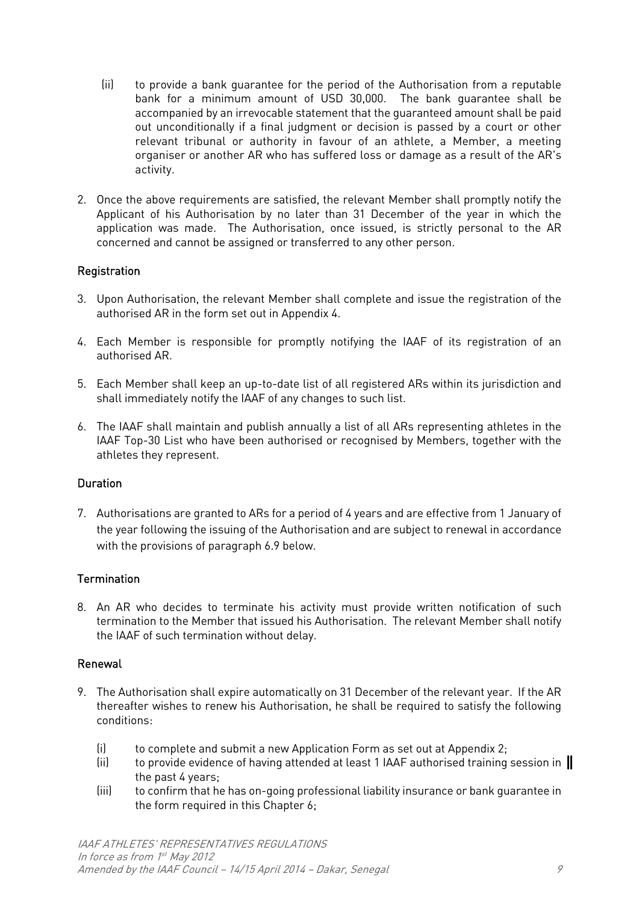(ii) to provide a bank guarantee for the period of the Authorisation from a reputable bank for a minimum amount of USD 30,000. The bank guarantee shall be accompanied by an irrevocable statement that the guaranteed amount shall be paid out unconditionally if a final judgment or decision is passed by a court or other relevant tribunal or authority in favour of an athlete, a Member, a meeting organiser or another AR who has suffered loss or damage as a result of the AR's activity.

2. Once the above requirements are satisfied, the relevant Member shall promptly notify the Applicant of his Authorisation by no later than 31 December of the year in which the application was made. The Authorisation, once issued, is strictly personal to the AR concerned and cannot be assigned or transferred to any other person.

### Registration

3. Upon Authorisation, the relevant Member shall complete and issue the registration of the authorised AR in the form set out in Appendix 4.

4. Each Member is responsible for promptly notifying the IAAF of its registration of an authorised AR.

5. Each Member shall keep an up-to-date list of all registered ARs within its jurisdiction and shall immediately notify the IAAF of any changes to such list.

6. The IAAF shall maintain and publish annually a list of all ARs representing athletes in the IAAF Top-30 List who have been authorised or recognised by Members, together with the athletes they represent.

### Duration

7. Authorisations are granted to ARs for a period of 4 years and are effective from 1 January of the year following the issuing of the Authorisation and are subject to renewal in accordance with the provisions of paragraph 6.9 below.

### Termination

8. An AR who decides to terminate his activity must provide written notification of such termination to the Member that issued his Authorisation. The relevant Member shall notify the IAAF of such termination without delay.

### Renewal

9. The Authorisation shall expire automatically on 31 December of the relevant year. If the AR thereafter wishes to renew his Authorisation, he shall be required to satisfy the following conditions:

   (i) to complete and submit a new Application Form as set out at Appendix 2;
   
   (ii) to provide evidence of having attended at least 1 IAAF authorised training session in the past 4 years;
   
   (iii) to confirm that he has on-going professional liability insurance or bank guarantee in the form required in this Chapter 6;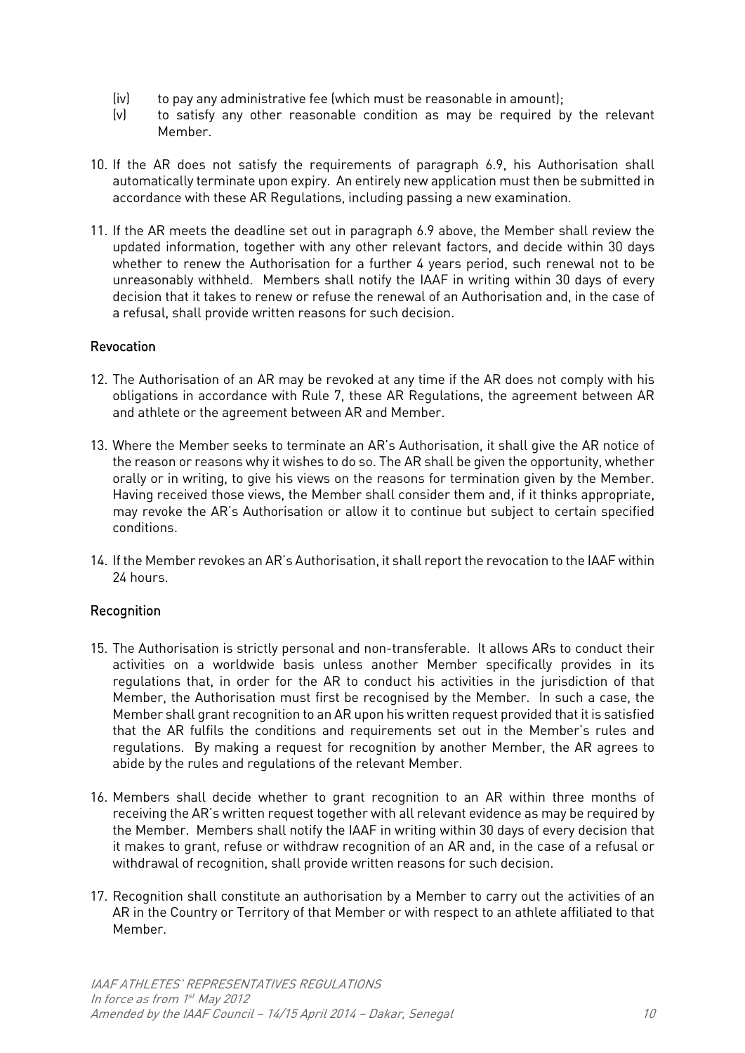(iv) to pay any administrative fee (which must be reasonable in amount);

(v) to satisfy any other reasonable condition as may be required by the relevant Member.

10. If the AR does not satisfy the requirements of paragraph 6.9, his Authorisation shall automatically terminate upon expiry. An entirely new application must then be submitted in accordance with these AR Regulations, including passing a new examination.

11. If the AR meets the deadline set out in paragraph 6.9 above, the Member shall review the updated information, together with any other relevant factors, and decide within 30 days whether to renew the Authorisation for a further 4 years period, such renewal not to be unreasonably withheld. Members shall notify the IAAF in writing within 30 days of every decision that it takes to renew or refuse the renewal of an Authorisation and, in the case of a refusal, shall provide written reasons for such decision.

### Revocation

12. The Authorisation of an AR may be revoked at any time if the AR does not comply with his obligations in accordance with Rule 7, these AR Regulations, the agreement between AR and athlete or the agreement between AR and Member.

13. Where the Member seeks to terminate an AR's Authorisation, it shall give the AR notice of the reason or reasons why it wishes to do so. The AR shall be given the opportunity, whether orally or in writing, to give his views on the reasons for termination given by the Member. Having received those views, the Member shall consider them and, if it thinks appropriate, may revoke the AR's Authorisation or allow it to continue but subject to certain specified conditions.

14. If the Member revokes an AR's Authorisation, it shall report the revocation to the IAAF within 24 hours.

### Recognition

15. The Authorisation is strictly personal and non-transferable. It allows ARs to conduct their activities on a worldwide basis unless another Member specifically provides in its regulations that, in order for the AR to conduct his activities in the jurisdiction of that Member, the Authorisation must first be recognised by the Member. In such a case, the Member shall grant recognition to an AR upon his written request provided that it is satisfied that the AR fulfils the conditions and requirements set out in the Member's rules and regulations. By making a request for recognition by another Member, the AR agrees to abide by the rules and regulations of the relevant Member.

16. Members shall decide whether to grant recognition to an AR within three months of receiving the AR's written request together with all relevant evidence as may be required by the Member. Members shall notify the IAAF in writing within 30 days of every decision that it makes to grant, refuse or withdraw recognition of an AR and, in the case of a refusal or withdrawal of recognition, shall provide written reasons for such decision.

17. Recognition shall constitute an authorisation by a Member to carry out the activities of an AR in the Country or Territory of that Member or with respect to an athlete affiliated to that Member.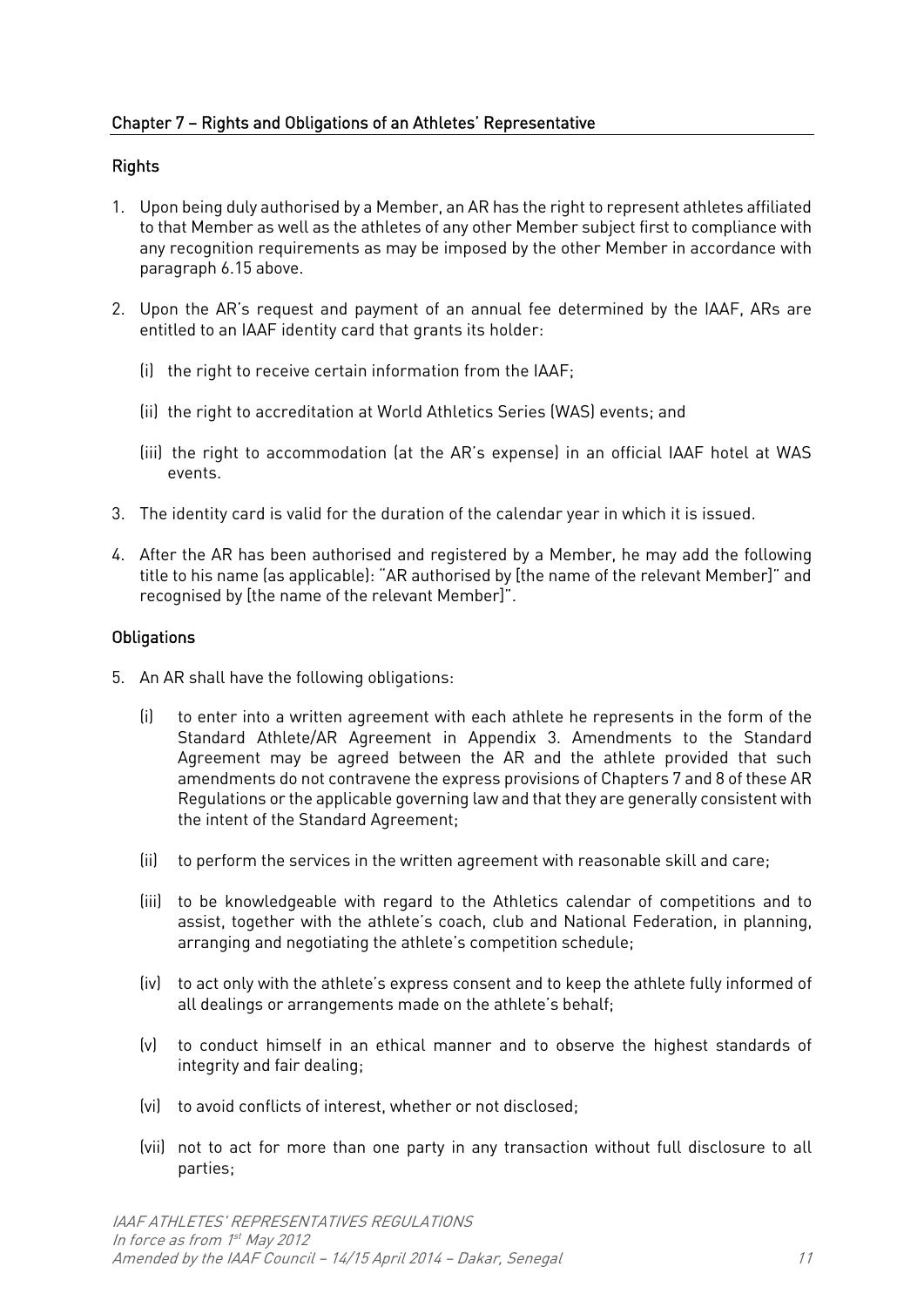## Chapter 7 – Rights and Obligations of an Athletes' Representative

### Rights

1. Upon being duly authorised by a Member, an AR has the right to represent athletes affiliated to that Member as well as the athletes of any other Member subject first to compliance with any recognition requirements as may be imposed by the other Member in accordance with paragraph 6.15 above.

2. Upon the AR's request and payment of an annual fee determined by the IAAF, ARs are entitled to an IAAF identity card that grants its holder:

   (i) the right to receive certain information from the IAAF;

   (ii) the right to accreditation at World Athletics Series (WAS) events; and

   (iii) the right to accommodation (at the AR's expense) in an official IAAF hotel at WAS events.

3. The identity card is valid for the duration of the calendar year in which it is issued.

4. After the AR has been authorised and registered by a Member, he may add the following title to his name (as applicable): "AR authorised by [the name of the relevant Member]" and recognised by [the name of the relevant Member]".

### Obligations

5. An AR shall have the following obligations:

   (i) to enter into a written agreement with each athlete he represents in the form of the Standard Athlete/AR Agreement in Appendix 3. Amendments to the Standard Agreement may be agreed between the AR and the athlete provided that such amendments do not contravene the express provisions of Chapters 7 and 8 of these AR Regulations or the applicable governing law and that they are generally consistent with the intent of the Standard Agreement;

   (ii) to perform the services in the written agreement with reasonable skill and care;

   (iii) to be knowledgeable with regard to the Athletics calendar of competitions and to assist, together with the athlete's coach, club and National Federation, in planning, arranging and negotiating the athlete's competition schedule;

   (iv) to act only with the athlete's express consent and to keep the athlete fully informed of all dealings or arrangements made on the athlete's behalf;

   (v) to conduct himself in an ethical manner and to observe the highest standards of integrity and fair dealing;

   (vi) to avoid conflicts of interest, whether or not disclosed;

   (vii) not to act for more than one party in any transaction without full disclosure to all parties;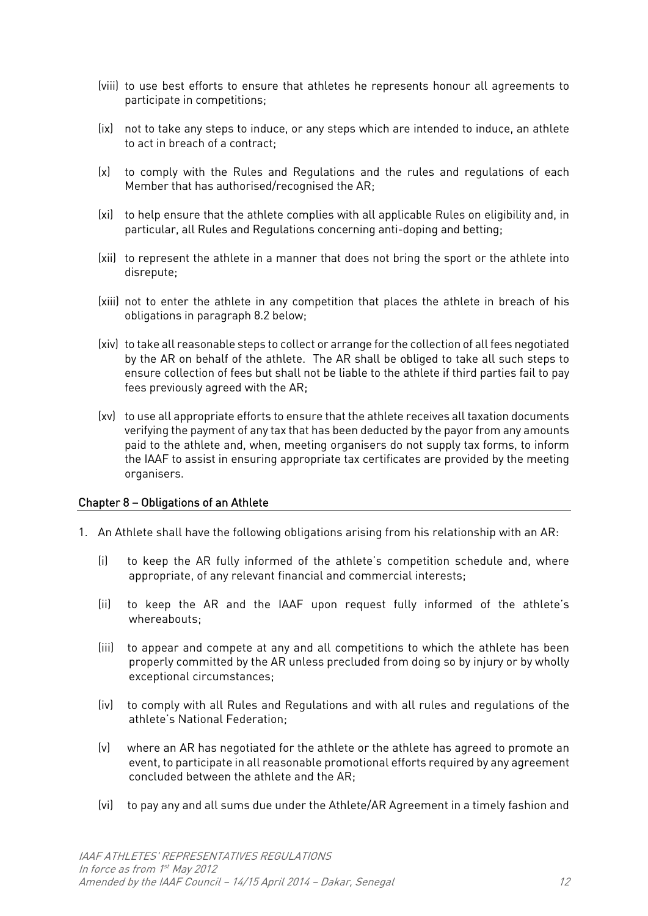(viii) to use best efforts to ensure that athletes he represents honour all agreements to participate in competitions;

(ix) not to take any steps to induce, or any steps which are intended to induce, an athlete to act in breach of a contract;

(x) to comply with the Rules and Regulations and the rules and regulations of each Member that has authorised/recognised the AR;

(xi) to help ensure that the athlete complies with all applicable Rules on eligibility and, in particular, all Rules and Regulations concerning anti-doping and betting;

(xii) to represent the athlete in a manner that does not bring the sport or the athlete into disrepute;

(xiii) not to enter the athlete in any competition that places the athlete in breach of his obligations in paragraph 8.2 below;

(xiv) to take all reasonable steps to collect or arrange for the collection of all fees negotiated by the AR on behalf of the athlete. The AR shall be obliged to take all such steps to ensure collection of fees but shall not be liable to the athlete if third parties fail to pay fees previously agreed with the AR;

(xv) to use all appropriate efforts to ensure that the athlete receives all taxation documents verifying the payment of any tax that has been deducted by the payor from any amounts paid to the athlete and, when, meeting organisers do not supply tax forms, to inform the IAAF to assist in ensuring appropriate tax certificates are provided by the meeting organisers.

## Chapter 8 – Obligations of an Athlete

1. An Athlete shall have the following obligations arising from his relationship with an AR:

   (i) to keep the AR fully informed of the athlete's competition schedule and, where appropriate, of any relevant financial and commercial interests;

   (ii) to keep the AR and the IAAF upon request fully informed of the athlete's whereabouts;

   (iii) to appear and compete at any and all competitions to which the athlete has been properly committed by the AR unless precluded from doing so by injury or by wholly exceptional circumstances;

   (iv) to comply with all Rules and Regulations and with all rules and regulations of the athlete's National Federation;

   (v) where an AR has negotiated for the athlete or the athlete has agreed to promote an event, to participate in all reasonable promotional efforts required by any agreement concluded between the athlete and the AR;

   (vi) to pay any and all sums due under the Athlete/AR Agreement in a timely fashion and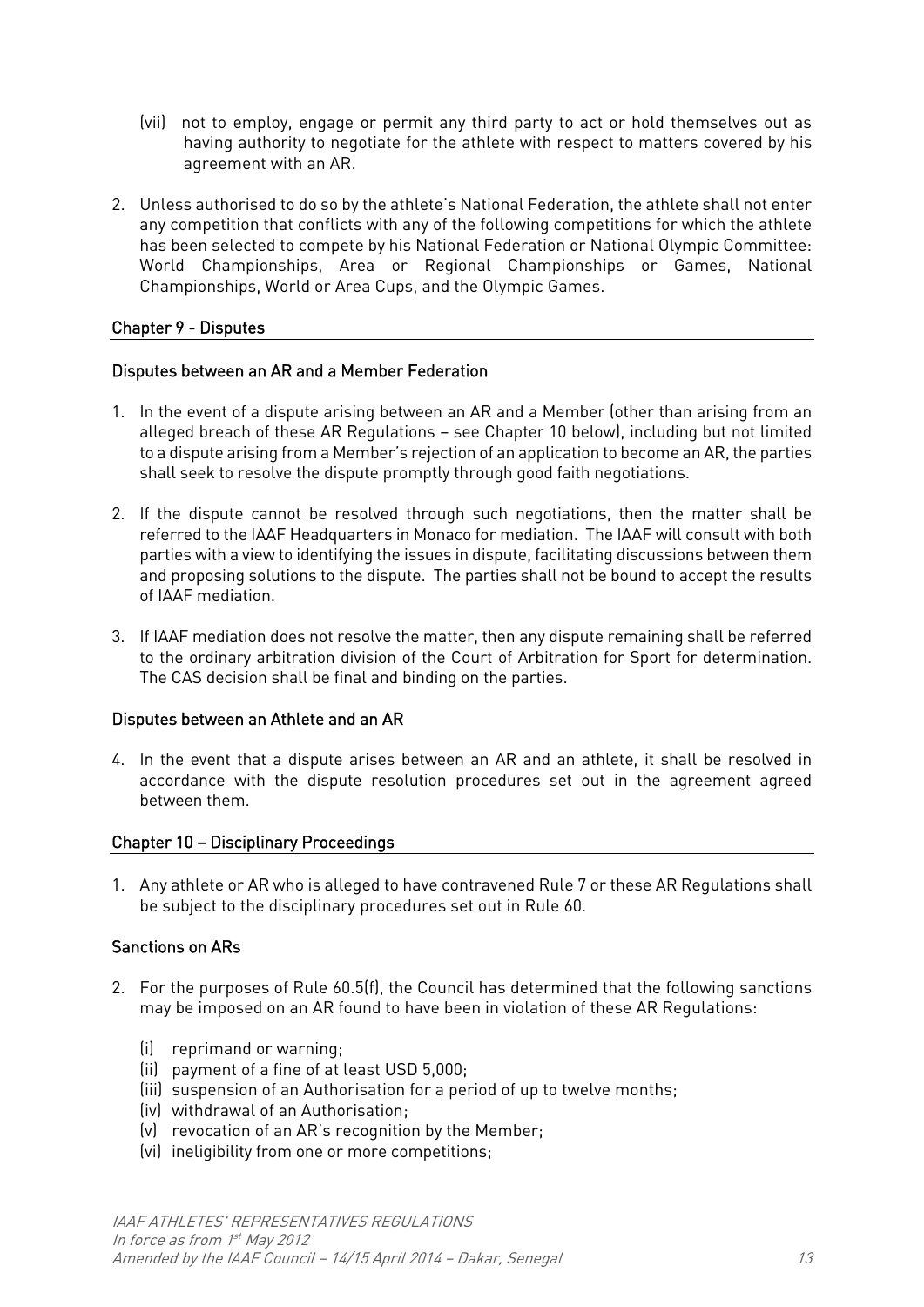(vii) not to employ, engage or permit any third party to act or hold themselves out as having authority to negotiate for the athlete with respect to matters covered by his agreement with an AR.

2. Unless authorised to do so by the athlete's National Federation, the athlete shall not enter any competition that conflicts with any of the following competitions for which the athlete has been selected to compete by his National Federation or National Olympic Committee: World Championships, Area or Regional Championships or Games, National Championships, World or Area Cups, and the Olympic Games.

## Chapter 9 - Disputes

### Disputes between an AR and a Member Federation

1. In the event of a dispute arising between an AR and a Member (other than arising from an alleged breach of these AR Regulations – see Chapter 10 below), including but not limited to a dispute arising from a Member's rejection of an application to become an AR, the parties shall seek to resolve the dispute promptly through good faith negotiations.

2. If the dispute cannot be resolved through such negotiations, then the matter shall be referred to the IAAF Headquarters in Monaco for mediation. The IAAF will consult with both parties with a view to identifying the issues in dispute, facilitating discussions between them and proposing solutions to the dispute. The parties shall not be bound to accept the results of IAAF mediation.

3. If IAAF mediation does not resolve the matter, then any dispute remaining shall be referred to the ordinary arbitration division of the Court of Arbitration for Sport for determination. The CAS decision shall be final and binding on the parties.

### Disputes between an Athlete and an AR

4. In the event that a dispute arises between an AR and an athlete, it shall be resolved in accordance with the dispute resolution procedures set out in the agreement agreed between them.

## Chapter 10 – Disciplinary Proceedings

1. Any athlete or AR who is alleged to have contravened Rule 7 or these AR Regulations shall be subject to the disciplinary procedures set out in Rule 60.

### Sanctions on ARs

2. For the purposes of Rule 60.5(f), the Council has determined that the following sanctions may be imposed on an AR found to have been in violation of these AR Regulations:

   (i) reprimand or warning;
   (ii) payment of a fine of at least USD 5,000;
   (iii) suspension of an Authorisation for a period of up to twelve months;
   (iv) withdrawal of an Authorisation;
   (v) revocation of an AR's recognition by the Member;
   (vi) ineligibility from one or more competitions;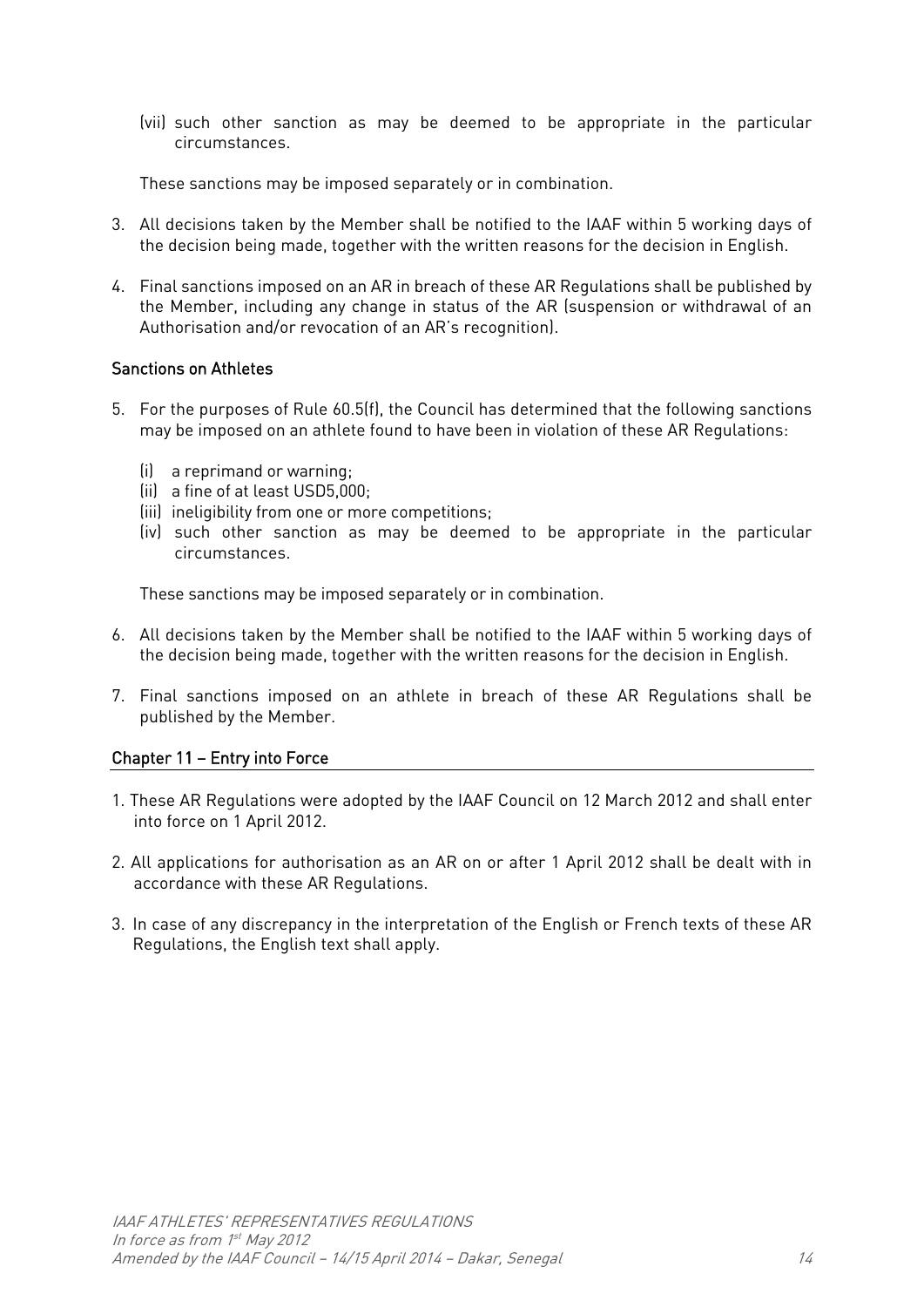(vii) such other sanction as may be deemed to be appropriate in the particular circumstances.

These sanctions may be imposed separately or in combination.

3. All decisions taken by the Member shall be notified to the IAAF within 5 working days of the decision being made, together with the written reasons for the decision in English.

4. Final sanctions imposed on an AR in breach of these AR Regulations shall be published by the Member, including any change in status of the AR (suspension or withdrawal of an Authorisation and/or revocation of an AR's recognition).

### Sanctions on Athletes

5. For the purposes of Rule 60.5(f), the Council has determined that the following sanctions may be imposed on an athlete found to have been in violation of these AR Regulations:

   (i) a reprimand or warning;
   (ii) a fine of at least USD5,000;
   (iii) ineligibility from one or more competitions;
   (iv) such other sanction as may be deemed to be appropriate in the particular circumstances.

   These sanctions may be imposed separately or in combination.

6. All decisions taken by the Member shall be notified to the IAAF within 5 working days of the decision being made, together with the written reasons for the decision in English.

7. Final sanctions imposed on an athlete in breach of these AR Regulations shall be published by the Member.

## Chapter 11 – Entry into Force

1. These AR Regulations were adopted by the IAAF Council on 12 March 2012 and shall enter into force on 1 April 2012.

2. All applications for authorisation as an AR on or after 1 April 2012 shall be dealt with in accordance with these AR Regulations.

3. In case of any discrepancy in the interpretation of the English or French texts of these AR Regulations, the English text shall apply.